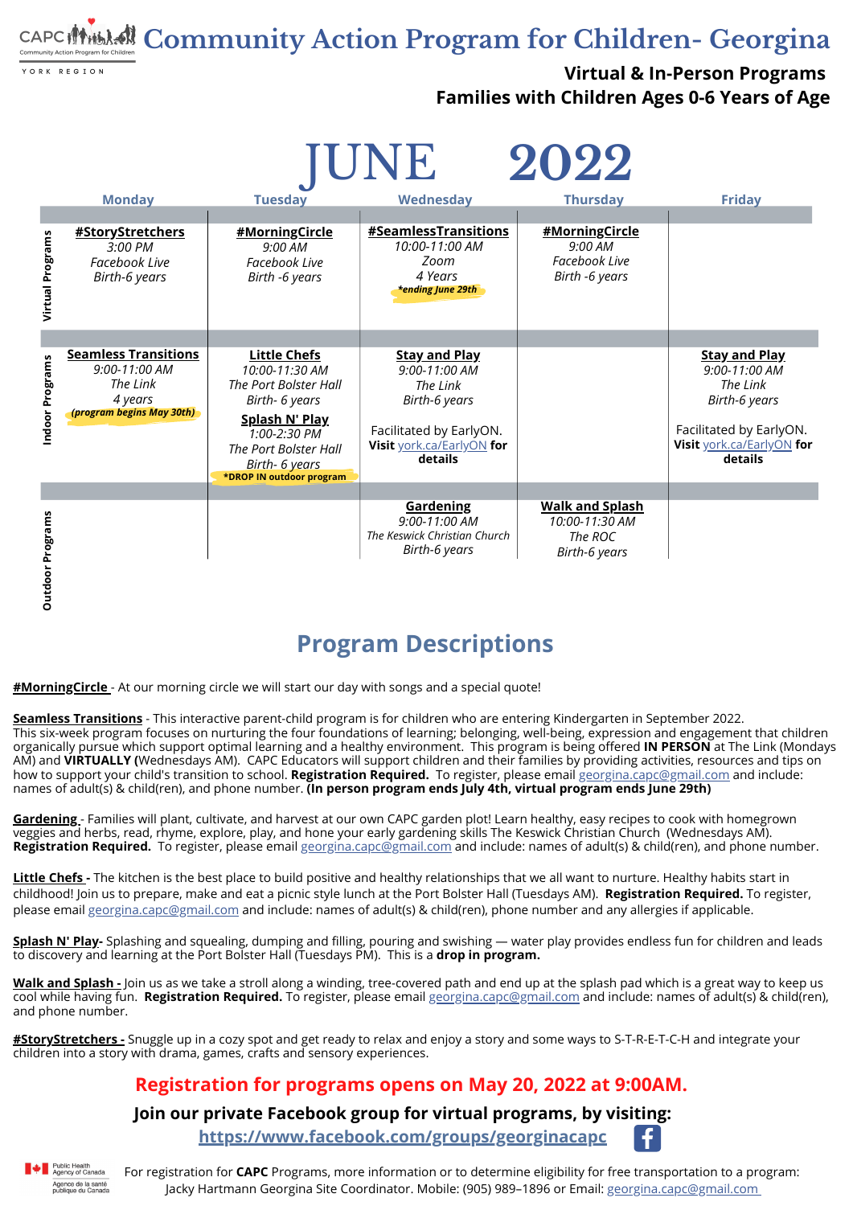# Community Action Program for Children- Georgina

CAPC Community Action Program for Children YORK REGION

**Virtual & In-Person Programs**
**Families with Children Ages 0-6 Years of Age**

## JUNE 2022

| | Monday | Tuesday | Wednesday | Thursday | Friday |
|---|---|---|---|---|---|
| **Virtual Programs** | **#StoryStretchers** *3:00 PM* *Facebook Live* *Birth-6 years* | **#MorningCircle** *9:00 AM* *Facebook Live* *Birth -6 years* | **#SeamlessTransitions** *10:00-11:00 AM* *Zoom* *4 Years* ***ending June 29th*** | **#MorningCircle** *9:00 AM* *Facebook Live* *Birth -6 years* | |
| **Indoor Programs** | **Seamless Transitions** *9:00-11:00 AM* *The Link* *4 years* ***(program begins May 30th)*** | **Little Chefs** *10:00-11:30 AM* *The Port Bolster Hall* *Birth- 6 years* **Splash N' Play** *1:00-2:30 PM* *The Port Bolster Hall* *Birth- 6 years* ***DROP IN outdoor program** | **Stay and Play** *9:00-11:00 AM* *The Link* *Birth-6 years* Facilitated by EarlyON. **Visit** york.ca/EarlyON **for details** | | **Stay and Play** *9:00-11:00 AM* *The Link* *Birth-6 years* Facilitated by EarlyON. **Visit** york.ca/EarlyON **for details** |
| **Outdoor Programs** | | | **Gardening** *9:00-11:00 AM* *The Keswick Christian Church* *Birth-6 years* | **Walk and Splash** *10:00-11:30 AM* *The ROC* *Birth-6 years* | |

## Program Descriptions

**#MorningCircle** - At our morning circle we will start our day with songs and a special quote!

**Seamless Transitions** - This interactive parent-child program is for children who are entering Kindergarten in September 2022. This six-week program focuses on nurturing the four foundations of learning; belonging, well-being, expression and engagement that children organically pursue which support optimal learning and a healthy environment. This program is being offered **IN PERSON** at The Link (Mondays AM) and **VIRTUALLY (**Wednesdays AM). CAPC Educators will support children and their families by providing activities, resources and tips on how to support your child's transition to school. **Registration Required.** To register, please email georgina.capc@gmail.com and include: names of adult(s) & child(ren), and phone number. **(In person program ends July 4th, virtual program ends June 29th)**

**Gardening** - Families will plant, cultivate, and harvest at our own CAPC garden plot! Learn healthy, easy recipes to cook with homegrown veggies and herbs, read, rhyme, explore, play, and hone your early gardening skills The Keswick Christian Church (Wednesdays AM). **Registration Required.** To register, please email georgina.capc@gmail.com and include: names of adult(s) & child(ren), and phone number.

**Little Chefs** - The kitchen is the best place to build positive and healthy relationships that we all want to nurture. Healthy habits start in childhood! Join us to prepare, make and eat a picnic style lunch at the Port Bolster Hall (Tuesdays AM). **Registration Required.** To register, please email georgina.capc@gmail.com and include: names of adult(s) & child(ren), phone number and any allergies if applicable.

**Splash N' Play**- Splashing and squealing, dumping and filling, pouring and swishing — water play provides endless fun for children and leads to discovery and learning at the Port Bolster Hall (Tuesdays PM). This is a **drop in program.**

**Walk and Splash** - Join us as we take a stroll along a winding, tree-covered path and end up at the splash pad which is a great way to keep us cool while having fun. **Registration Required.** To register, please email georgina.capc@gmail.com and include: names of adult(s) & child(ren), and phone number.

**#StoryStretchers** - Snuggle up in a cozy spot and get ready to relax and enjoy a story and some ways to S-T-R-E-T-C-H and integrate your children into a story with drama, games, crafts and sensory experiences.

**Registration for programs opens on May 20, 2022 at 9:00AM.**

**Join our private Facebook group for virtual programs, by visiting:**
**https://www.facebook.com/groups/georginacapc**

Public Health Agency of Canada / Agence de la santé publique du Canada

For registration for **CAPC** Programs, more information or to determine eligibility for free transportation to a program: Jacky Hartmann Georgina Site Coordinator. Mobile: (905) 989–1896 or Email: georgina.capc@gmail.com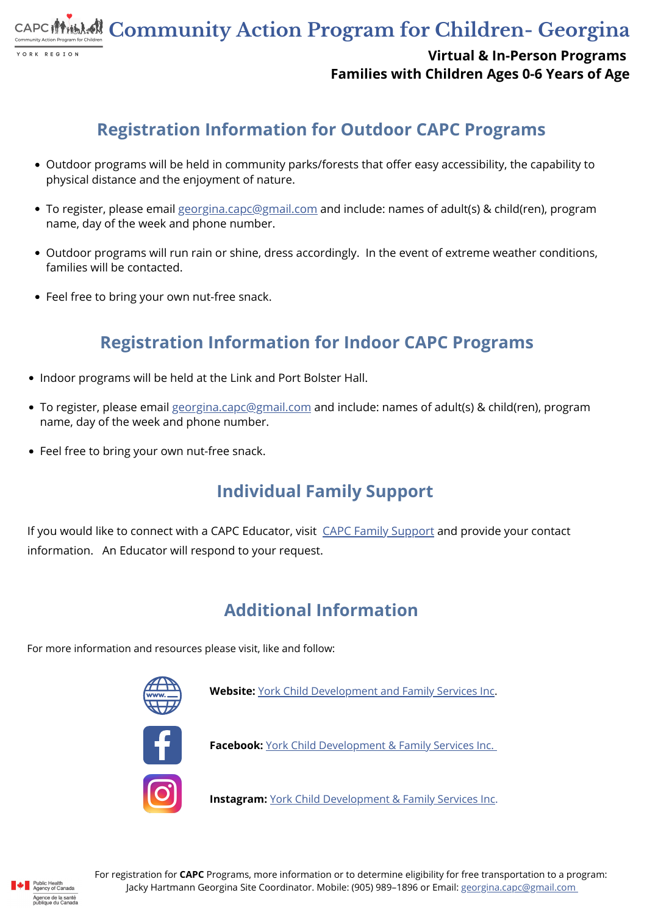# Community Action Program for Children- Georgina

**Virtual & In-Person Programs**
**Families with Children Ages 0-6 Years of Age**

## Registration Information for Outdoor CAPC Programs

- Outdoor programs will be held in community parks/forests that offer easy accessibility, the capability to physical distance and the enjoyment of nature.
- To register, please email georgina.capc@gmail.com and include: names of adult(s) & child(ren), program name, day of the week and phone number.
- Outdoor programs will run rain or shine, dress accordingly. In the event of extreme weather conditions, families will be contacted.
- Feel free to bring your own nut-free snack.

## Registration Information for Indoor CAPC Programs

- Indoor programs will be held at the Link and Port Bolster Hall.
- To register, please email georgina.capc@gmail.com and include: names of adult(s) & child(ren), program name, day of the week and phone number.
- Feel free to bring your own nut-free snack.

## Individual Family Support

If you would like to connect with a CAPC Educator, visit CAPC Family Support and provide your contact information. An Educator will respond to your request.

## Additional Information

For more information and resources please visit, like and follow:

**Website:** York Child Development and Family Services Inc.

**Facebook:** York Child Development & Family Services Inc.

**Instagram:** York Child Development & Family Services Inc.

For registration for **CAPC** Programs, more information or to determine eligibility for free transportation to a program: Jacky Hartmann Georgina Site Coordinator. Mobile: (905) 989–1896 or Email: georgina.capc@gmail.com

Public Health Agency of Canada / Agence de la santé publique du Canada